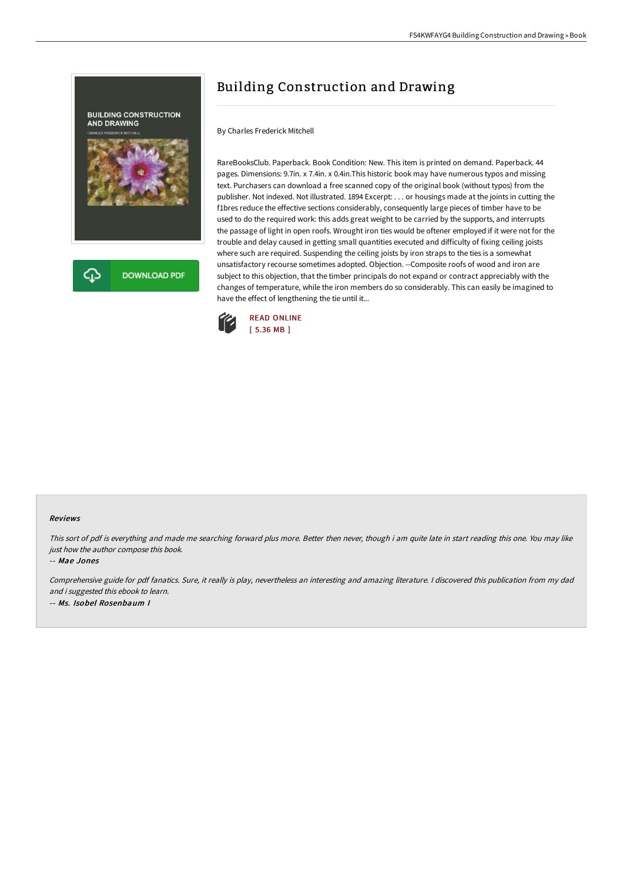# Building Construction and Drawing

By Charles Frederick Mitchell

RareBooksClub. Paperback. Book Condition: New. This item is printed on demand. Paperback. 44 pages. Dimensions: 9.7in. x 7.4in. x 0.4in.This historic book may have numerous typos and missing text. Purchasers can download a free scanned copy of the original book (without typos) from the publisher. Not indexed. Not illustrated. 1894 Excerpt: . . . or housings made at the joints in cutting the f1bres reduce the effective sections considerably, consequently large pieces of timber have to be used to do the required work: this adds great weight to be carried by the supports, and interrupts the passage of light in open roofs. Wrought iron ties would be oftener employed if it were not for the trouble and delay caused in getting small quantities executed and difficulty of fixing ceiling joists where such are required. Suspending the ceiling joists by iron straps to the ties is a somewhat unsatisfactory recourse sometimes adopted. Objection. --Composite roofs of wood and iron are subject to this objection, that the timber principals do not expand or contract appreciably with the changes of temperature, while the iron members do so considerably. This can easily be imagined to have the effect of lengthening the tie until it...

READ ONLINE
[ 5.36 MB ]

DOWNLOAD PDF

### Reviews

*This sort of pdf is everything and made me searching forward plus more. Better then never, though i am quite late in start reading this one. You may like just how the author compose this book.*

-- *Mae Jones*

*Comprehensive guide for pdf fanatics. Sure, it really is play, nevertheless an interesting and amazing literature. I discovered this publication from my dad and i suggested this ebook to learn.*

-- *Ms. Isobel Rosenbaum I*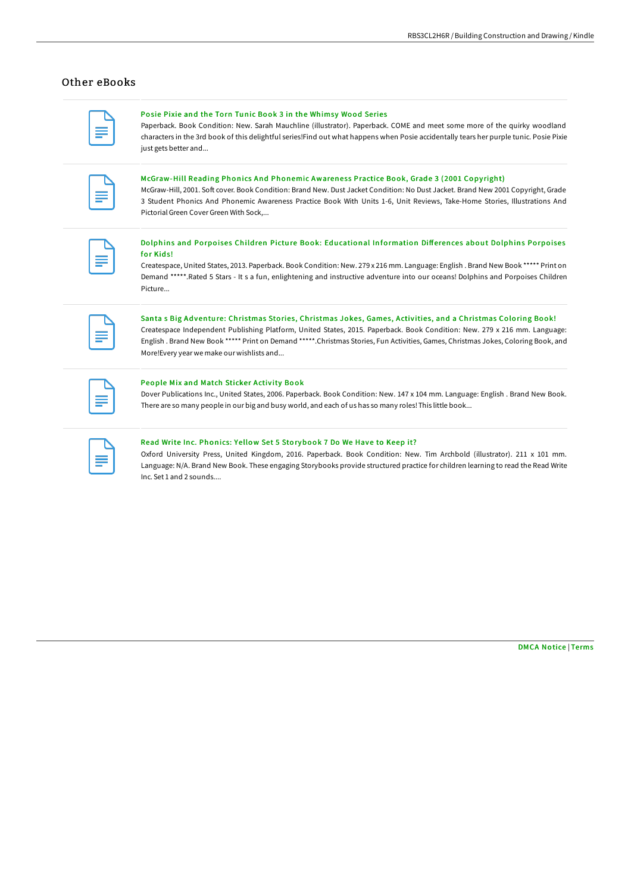## Other eBooks

### Posie Pixie and the Torn Tunic Book 3 in the Whimsy Wood Series

Paperback. Book Condition: New. Sarah Mauchline (illustrator). Paperback. COME and meet some more of the quirky woodland characters in the 3rd book of this delightful series!Find out what happens when Posie accidentally tears her purple tunic. Posie Pixie just gets better and...

### McGraw-Hill Reading Phonics And Phonemic Awareness Practice Book, Grade 3 (2001 Copyright)

McGraw-Hill, 2001. Soft cover. Book Condition: Brand New. Dust Jacket Condition: No Dust Jacket. Brand New 2001 Copyright, Grade 3 Student Phonics And Phonemic Awareness Practice Book With Units 1-6, Unit Reviews, Take-Home Stories, Illustrations And Pictorial Green Cover Green With Sock,...

### Dolphins and Porpoises Children Picture Book: Educational Information Differences about Dolphins Porpoises for Kids!

Createspace, United States, 2013. Paperback. Book Condition: New. 279 x 216 mm. Language: English . Brand New Book ***** Print on Demand *****.Rated 5 Stars - It s a fun, enlightening and instructive adventure into our oceans! Dolphins and Porpoises Children Picture...

### Santa s Big Adventure: Christmas Stories, Christmas Jokes, Games, Activities, and a Christmas Coloring Book!

Createspace Independent Publishing Platform, United States, 2015. Paperback. Book Condition: New. 279 x 216 mm. Language: English . Brand New Book ***** Print on Demand *****.Christmas Stories, Fun Activities, Games, Christmas Jokes, Coloring Book, and More!Every year we make our wishlists and...

### People Mix and Match Sticker Activity Book

Dover Publications Inc., United States, 2006. Paperback. Book Condition: New. 147 x 104 mm. Language: English . Brand New Book. There are so many people in our big and busy world, and each of us has so many roles! This little book...

### Read Write Inc. Phonics: Yellow Set 5 Storybook 7 Do We Have to Keep it?

Oxford University Press, United Kingdom, 2016. Paperback. Book Condition: New. Tim Archbold (illustrator). 211 x 101 mm. Language: N/A. Brand New Book. These engaging Storybooks provide structured practice for children learning to read the Read Write Inc. Set 1 and 2 sounds....